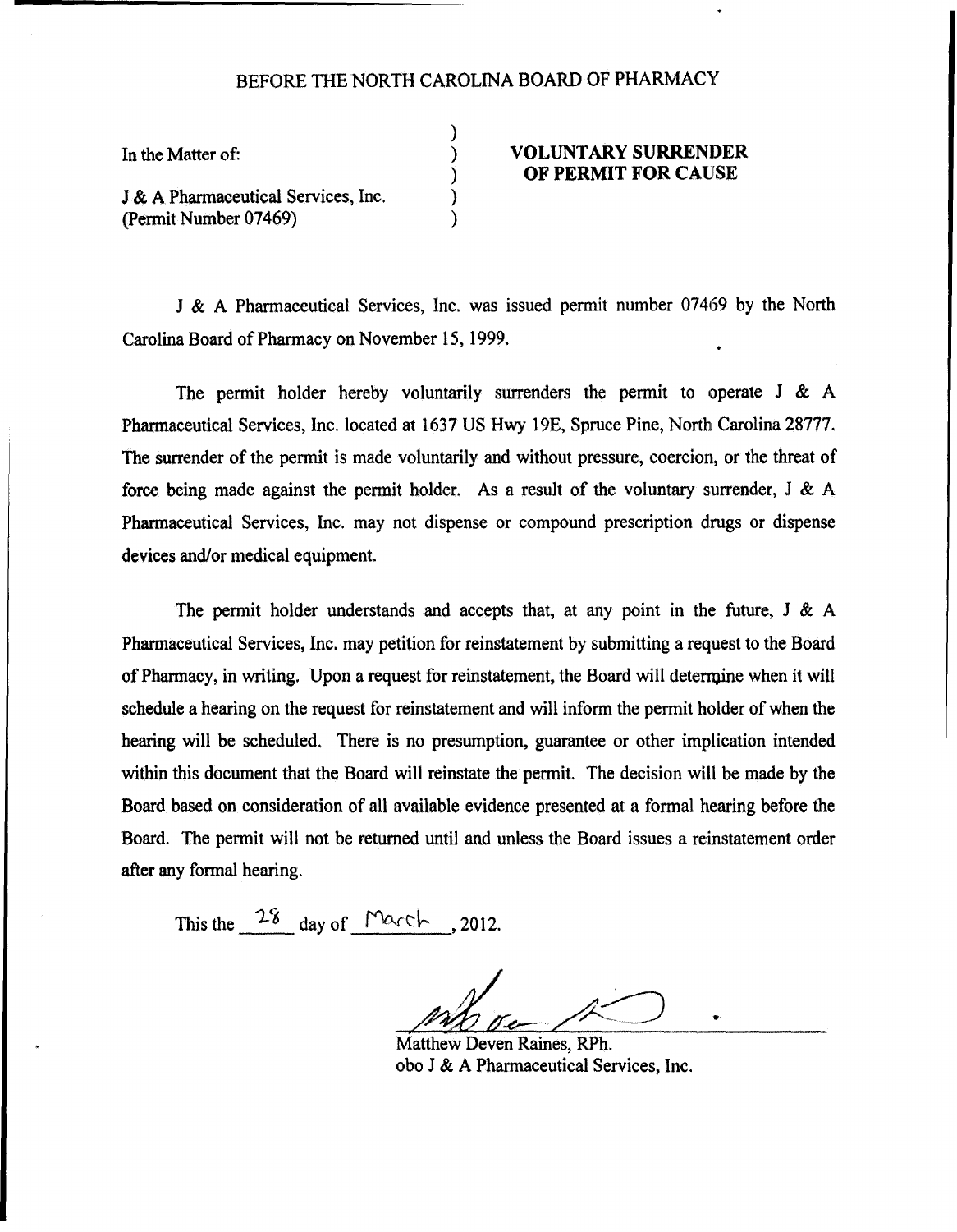BEFORE THE NORTH CAROLINA BOARD OF PHARMACY

| In the Matter of: | ) | **VOLUNTARY SURRENDER OF PERMIT FOR CAUSE** |
|---|---|---|
| J & A Pharmaceutical Services, Inc. (Permit Number 07469) | ) | |

J & A Pharmaceutical Services, Inc. was issued permit number 07469 by the North Carolina Board of Pharmacy on November 15, 1999.

The permit holder hereby voluntarily surrenders the permit to operate J & A Pharmaceutical Services, Inc. located at 1637 US Hwy 19E, Spruce Pine, North Carolina 28777. The surrender of the permit is made voluntarily and without pressure, coercion, or the threat of force being made against the permit holder. As a result of the voluntary surrender, J & A Pharmaceutical Services, Inc. may not dispense or compound prescription drugs or dispense devices and/or medical equipment.

The permit holder understands and accepts that, at any point in the future, J & A Pharmaceutical Services, Inc. may petition for reinstatement by submitting a request to the Board of Pharmacy, in writing. Upon a request for reinstatement, the Board will determine when it will schedule a hearing on the request for reinstatement and will inform the permit holder of when the hearing will be scheduled. There is no presumption, guarantee or other implication intended within this document that the Board will reinstate the permit. The decision will be made by the Board based on consideration of all available evidence presented at a formal hearing before the Board. The permit will not be returned until and unless the Board issues a reinstatement order after any formal hearing.

This the 28 day of March, 2012.

Matthew Deven Raines, RPh.
obo J & A Pharmaceutical Services, Inc.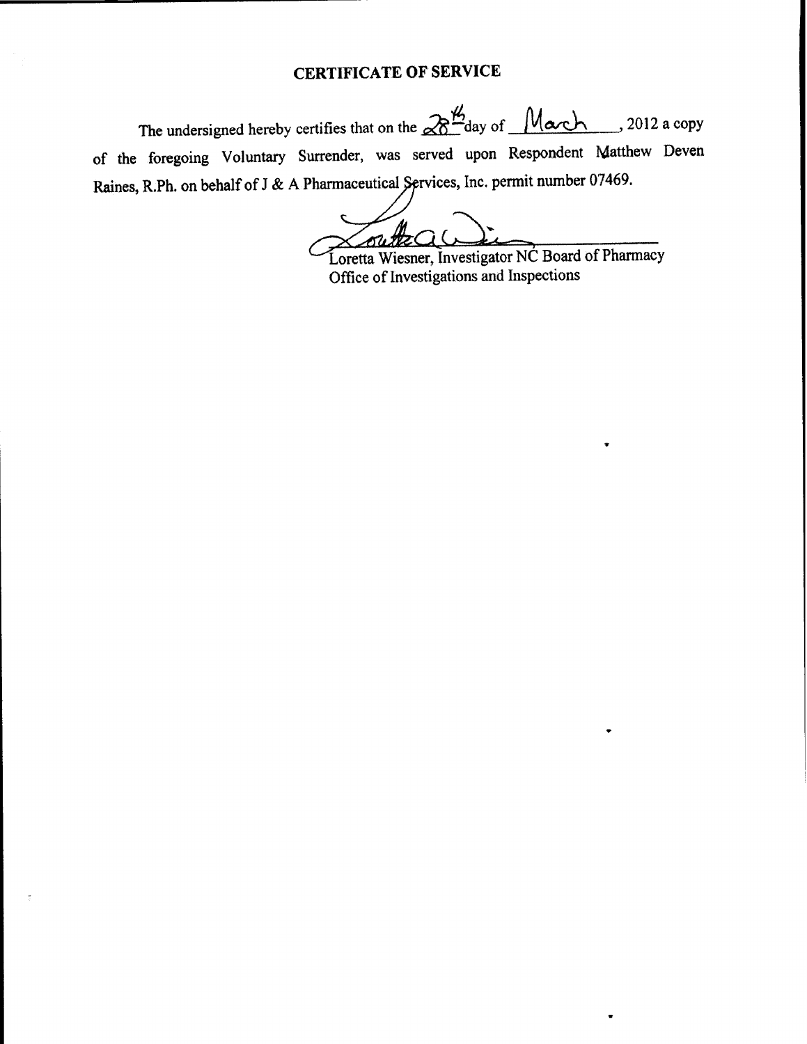## CERTIFICATE OF SERVICE

The undersigned hereby certifies that on the 28th day of March, 2012 a copy of the foregoing Voluntary Surrender, was served upon Respondent Matthew Deven Raines, R.Ph. on behalf of J & A Pharmaceutical Services, Inc. permit number 07469.

Loretta Wiesner, Investigator NC Board of Pharmacy
Office of Investigations and Inspections